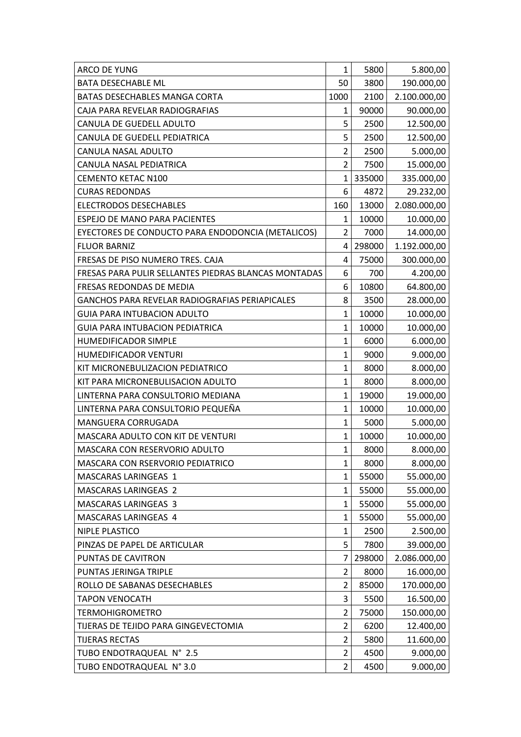| ARCO DE YUNG | 1 | 5800 | 5.800,00 |
|---|---|---|---|
| BATA DESECHABLE ML | 50 | 3800 | 190.000,00 |
| BATAS DESECHABLES MANGA CORTA | 1000 | 2100 | 2.100.000,00 |
| CAJA PARA REVELAR RADIOGRAFIAS | 1 | 90000 | 90.000,00 |
| CANULA DE GUEDELL ADULTO | 5 | 2500 | 12.500,00 |
| CANULA DE GUEDELL PEDIATRICA | 5 | 2500 | 12.500,00 |
| CANULA NASAL ADULTO | 2 | 2500 | 5.000,00 |
| CANULA NASAL PEDIATRICA | 2 | 7500 | 15.000,00 |
| CEMENTO KETAC N100 | 1 | 335000 | 335.000,00 |
| CURAS REDONDAS | 6 | 4872 | 29.232,00 |
| ELECTRODOS DESECHABLES | 160 | 13000 | 2.080.000,00 |
| ESPEJO DE MANO PARA PACIENTES | 1 | 10000 | 10.000,00 |
| EYECTORES DE CONDUCTO PARA ENDODONCIA (METALICOS) | 2 | 7000 | 14.000,00 |
| FLUOR BARNIZ | 4 | 298000 | 1.192.000,00 |
| FRESAS DE PISO NUMERO TRES. CAJA | 4 | 75000 | 300.000,00 |
| FRESAS PARA PULIR SELLANTES PIEDRAS BLANCAS MONTADAS | 6 | 700 | 4.200,00 |
| FRESAS REDONDAS DE MEDIA | 6 | 10800 | 64.800,00 |
| GANCHOS PARA REVELAR RADIOGRAFIAS PERIAPICALES | 8 | 3500 | 28.000,00 |
| GUIA PARA INTUBACION ADULTO | 1 | 10000 | 10.000,00 |
| GUIA PARA INTUBACION PEDIATRICA | 1 | 10000 | 10.000,00 |
| HUMEDIFICADOR SIMPLE | 1 | 6000 | 6.000,00 |
| HUMEDIFICADOR VENTURI | 1 | 9000 | 9.000,00 |
| KIT MICRONEBULIZACION PEDIATRICO | 1 | 8000 | 8.000,00 |
| KIT PARA MICRONEBULISACION ADULTO | 1 | 8000 | 8.000,00 |
| LINTERNA PARA CONSULTORIO MEDIANA | 1 | 19000 | 19.000,00 |
| LINTERNA PARA CONSULTORIO PEQUEÑA | 1 | 10000 | 10.000,00 |
| MANGUERA CORRUGADA | 1 | 5000 | 5.000,00 |
| MASCARA ADULTO CON KIT DE VENTURI | 1 | 10000 | 10.000,00 |
| MASCARA CON RESERVORIO ADULTO | 1 | 8000 | 8.000,00 |
| MASCARA CON RSERVORIO PEDIATRICO | 1 | 8000 | 8.000,00 |
| MASCARAS LARINGEAS 1 | 1 | 55000 | 55.000,00 |
| MASCARAS LARINGEAS 2 | 1 | 55000 | 55.000,00 |
| MASCARAS LARINGEAS 3 | 1 | 55000 | 55.000,00 |
| MASCARAS LARINGEAS 4 | 1 | 55000 | 55.000,00 |
| NIPLE PLASTICO | 1 | 2500 | 2.500,00 |
| PINZAS DE PAPEL DE ARTICULAR | 5 | 7800 | 39.000,00 |
| PUNTAS DE CAVITRON | 7 | 298000 | 2.086.000,00 |
| PUNTAS JERINGA TRIPLE | 2 | 8000 | 16.000,00 |
| ROLLO DE SABANAS DESECHABLES | 2 | 85000 | 170.000,00 |
| TAPON VENOCATH | 3 | 5500 | 16.500,00 |
| TERMOHIGROMETRO | 2 | 75000 | 150.000,00 |
| TIJERAS DE TEJIDO PARA GINGEVECTOMIA | 2 | 6200 | 12.400,00 |
| TIJERAS RECTAS | 2 | 5800 | 11.600,00 |
| TUBO ENDOTRAQUEAL N° 2.5 | 2 | 4500 | 9.000,00 |
| TUBO ENDOTRAQUEAL N° 3.0 | 2 | 4500 | 9.000,00 |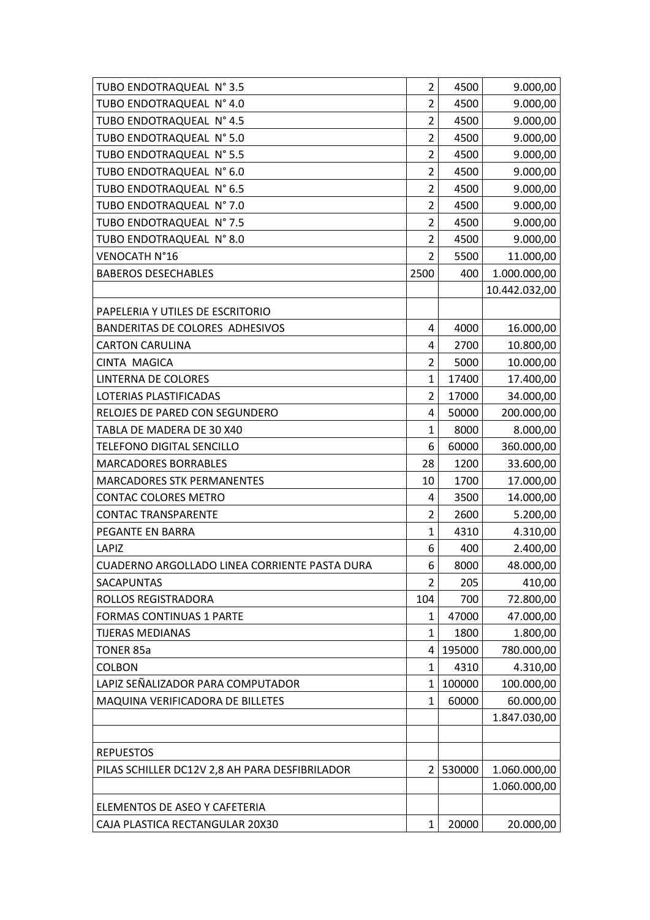| | | | |
|---|---|---|---|
| TUBO ENDOTRAQUEAL N° 3.5 | 2 | 4500 | 9.000,00 |
| TUBO ENDOTRAQUEAL N° 4.0 | 2 | 4500 | 9.000,00 |
| TUBO ENDOTRAQUEAL N° 4.5 | 2 | 4500 | 9.000,00 |
| TUBO ENDOTRAQUEAL N° 5.0 | 2 | 4500 | 9.000,00 |
| TUBO ENDOTRAQUEAL N° 5.5 | 2 | 4500 | 9.000,00 |
| TUBO ENDOTRAQUEAL N° 6.0 | 2 | 4500 | 9.000,00 |
| TUBO ENDOTRAQUEAL N° 6.5 | 2 | 4500 | 9.000,00 |
| TUBO ENDOTRAQUEAL N° 7.0 | 2 | 4500 | 9.000,00 |
| TUBO ENDOTRAQUEAL N° 7.5 | 2 | 4500 | 9.000,00 |
| TUBO ENDOTRAQUEAL N° 8.0 | 2 | 4500 | 9.000,00 |
| VENOCATH N°16 | 2 | 5500 | 11.000,00 |
| BABEROS DESECHABLES | 2500 | 400 | 1.000.000,00 |
| | | | 10.442.032,00 |
| PAPELERIA Y UTILES DE ESCRITORIO | | | |
| BANDERITAS DE COLORES ADHESIVOS | 4 | 4000 | 16.000,00 |
| CARTON CARULINA | 4 | 2700 | 10.800,00 |
| CINTA MAGICA | 2 | 5000 | 10.000,00 |
| LINTERNA DE COLORES | 1 | 17400 | 17.400,00 |
| LOTERIAS PLASTIFICADAS | 2 | 17000 | 34.000,00 |
| RELOJES DE PARED CON SEGUNDERO | 4 | 50000 | 200.000,00 |
| TABLA DE MADERA DE 30 X40 | 1 | 8000 | 8.000,00 |
| TELEFONO DIGITAL SENCILLO | 6 | 60000 | 360.000,00 |
| MARCADORES BORRABLES | 28 | 1200 | 33.600,00 |
| MARCADORES STK PERMANENTES | 10 | 1700 | 17.000,00 |
| CONTAC COLORES METRO | 4 | 3500 | 14.000,00 |
| CONTAC TRANSPARENTE | 2 | 2600 | 5.200,00 |
| PEGANTE EN BARRA | 1 | 4310 | 4.310,00 |
| LAPIZ | 6 | 400 | 2.400,00 |
| CUADERNO ARGOLLADO LINEA CORRIENTE PASTA DURA | 6 | 8000 | 48.000,00 |
| SACAPUNTAS | 2 | 205 | 410,00 |
| ROLLOS REGISTRADORA | 104 | 700 | 72.800,00 |
| FORMAS CONTINUAS 1 PARTE | 1 | 47000 | 47.000,00 |
| TIJERAS MEDIANAS | 1 | 1800 | 1.800,00 |
| TONER 85a | 4 | 195000 | 780.000,00 |
| COLBON | 1 | 4310 | 4.310,00 |
| LAPIZ SEÑALIZADOR PARA COMPUTADOR | 1 | 100000 | 100.000,00 |
| MAQUINA VERIFICADORA DE BILLETES | 1 | 60000 | 60.000,00 |
| | | | 1.847.030,00 |
| | | | |
| REPUESTOS | | | |
| PILAS SCHILLER DC12V 2,8 AH PARA DESFIBRILADOR | 2 | 530000 | 1.060.000,00 |
| | | | 1.060.000,00 |
| ELEMENTOS DE ASEO Y CAFETERIA | | | |
| CAJA PLASTICA RECTANGULAR 20X30 | 1 | 20000 | 20.000,00 |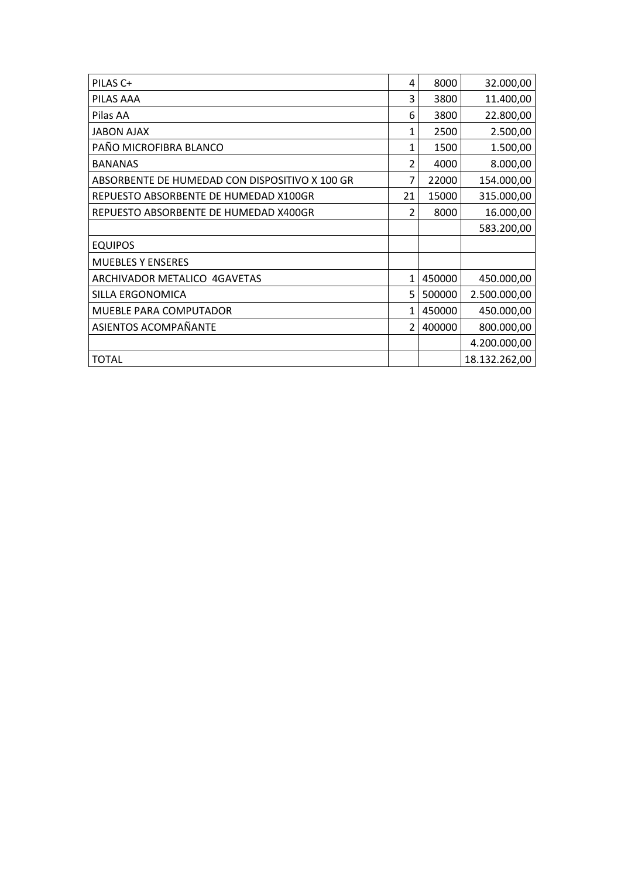| | | | |
|---|---|---|---|
| PILAS C+ | 4 | 8000 | 32.000,00 |
| PILAS AAA | 3 | 3800 | 11.400,00 |
| Pilas AA | 6 | 3800 | 22.800,00 |
| JABON AJAX | 1 | 2500 | 2.500,00 |
| PAÑO MICROFIBRA BLANCO | 1 | 1500 | 1.500,00 |
| BANANAS | 2 | 4000 | 8.000,00 |
| ABSORBENTE DE HUMEDAD CON DISPOSITIVO X 100 GR | 7 | 22000 | 154.000,00 |
| REPUESTO ABSORBENTE DE HUMEDAD X100GR | 21 | 15000 | 315.000,00 |
| REPUESTO ABSORBENTE DE HUMEDAD X400GR | 2 | 8000 | 16.000,00 |
| | | | 583.200,00 |
| EQUIPOS | | | |
| MUEBLES Y ENSERES | | | |
| ARCHIVADOR METALICO 4GAVETAS | 1 | 450000 | 450.000,00 |
| SILLA ERGONOMICA | 5 | 500000 | 2.500.000,00 |
| MUEBLE PARA COMPUTADOR | 1 | 450000 | 450.000,00 |
| ASIENTOS ACOMPAÑANTE | 2 | 400000 | 800.000,00 |
| | | | 4.200.000,00 |
| TOTAL | | | 18.132.262,00 |